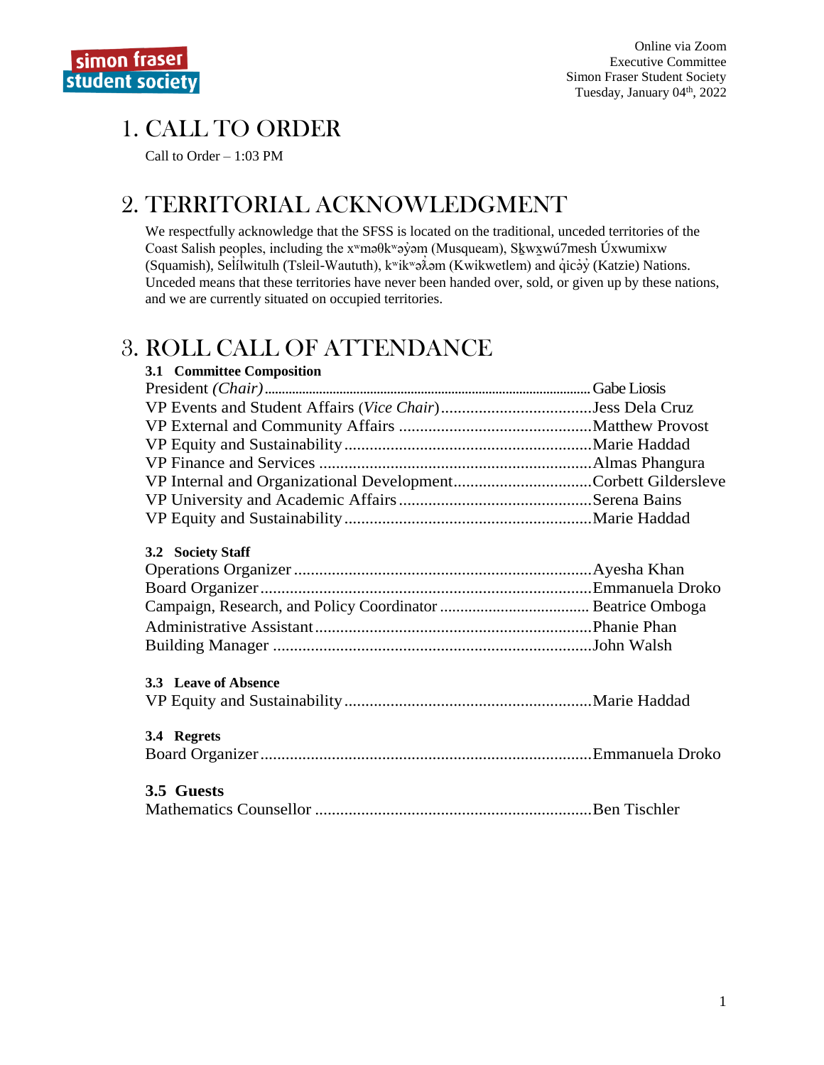Online via Zoom
Executive Committee
Simon Fraser Student Society
Tuesday, January 04th, 2022

# 1. CALL TO ORDER

Call to Order – 1:03 PM

# 2. TERRITORIAL ACKNOWLEDGMENT

We respectfully acknowledge that the SFSS is located on the traditional, unceded territories of the Coast Salish peoples, including the xʷməθkʷəy̓əm (Musqueam), Sḵwx̱wú7mesh Úxwumixw (Squamish), Sel̓íl̓witulh (Tsleil-Waututh), kʷikʷəƛ̓əm (Kwikwetlem) and q̓icə̓y̓ (Katzie) Nations. Unceded means that these territories have never been handed over, sold, or given up by these nations, and we are currently situated on occupied territories.

# 3. ROLL CALL OF ATTENDANCE

**3.1 Committee Composition**

President *(Chair)*....................Gabe Liosis
VP Events and Student Affairs (*Vice Chair*)....................Jess Dela Cruz
VP External and Community Affairs....................Matthew Provost
VP Equity and Sustainability....................Marie Haddad
VP Finance and Services....................Almas Phangura
VP Internal and Organizational Development....................Corbett Gildersleve
VP University and Academic Affairs....................Serena Bains
VP Equity and Sustainability....................Marie Haddad

**3.2 Society Staff**

Operations Organizer....................Ayesha Khan
Board Organizer....................Emmanuela Droko
Campaign, Research, and Policy Coordinator....................Beatrice Omboga
Administrative Assistant....................Phanie Phan
Building Manager....................John Walsh

**3.3 Leave of Absence**

VP Equity and Sustainability....................Marie Haddad

**3.4 Regrets**

Board Organizer....................Emmanuela Droko

**3.5 Guests**

Mathematics Counsellor....................Ben Tischler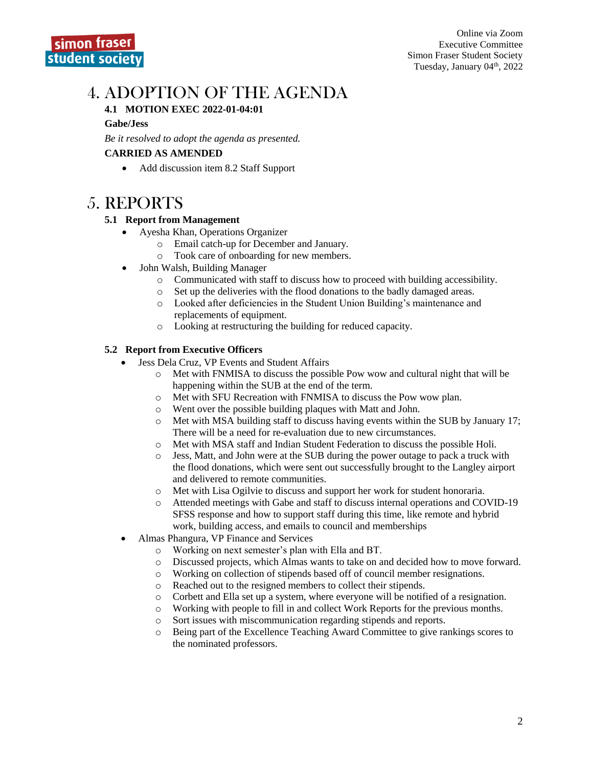# 4. ADOPTION OF THE AGENDA

### 4.1 MOTION EXEC 2022-01-04:01

**Gabe/Jess**

*Be it resolved to adopt the agenda as presented.*

**CARRIED AS AMENDED**

- Add discussion item 8.2 Staff Support

# 5. REPORTS

### 5.1 Report from Management

- Ayesha Khan, Operations Organizer
  - Email catch-up for December and January.
  - Took care of onboarding for new members.
- John Walsh, Building Manager
  - Communicated with staff to discuss how to proceed with building accessibility.
  - Set up the deliveries with the flood donations to the badly damaged areas.
  - Looked after deficiencies in the Student Union Building's maintenance and replacements of equipment.
  - Looking at restructuring the building for reduced capacity.

### 5.2 Report from Executive Officers

- Jess Dela Cruz, VP Events and Student Affairs
  - Met with FNMISA to discuss the possible Pow wow and cultural night that will be happening within the SUB at the end of the term.
  - Met with SFU Recreation with FNMISA to discuss the Pow wow plan.
  - Went over the possible building plaques with Matt and John.
  - Met with MSA building staff to discuss having events within the SUB by January 17; There will be a need for re-evaluation due to new circumstances.
  - Met with MSA staff and Indian Student Federation to discuss the possible Holi.
  - Jess, Matt, and John were at the SUB during the power outage to pack a truck with the flood donations, which were sent out successfully brought to the Langley airport and delivered to remote communities.
  - Met with Lisa Ogilvie to discuss and support her work for student honoraria.
  - Attended meetings with Gabe and staff to discuss internal operations and COVID-19 SFSS response and how to support staff during this time, like remote and hybrid work, building access, and emails to council and memberships
- Almas Phangura, VP Finance and Services
  - Working on next semester's plan with Ella and BT.
  - Discussed projects, which Almas wants to take on and decided how to move forward.
  - Working on collection of stipends based off of council member resignations.
  - Reached out to the resigned members to collect their stipends.
  - Corbett and Ella set up a system, where everyone will be notified of a resignation.
  - Working with people to fill in and collect Work Reports for the previous months.
  - Sort issues with miscommunication regarding stipends and reports.
  - Being part of the Excellence Teaching Award Committee to give rankings scores to the nominated professors.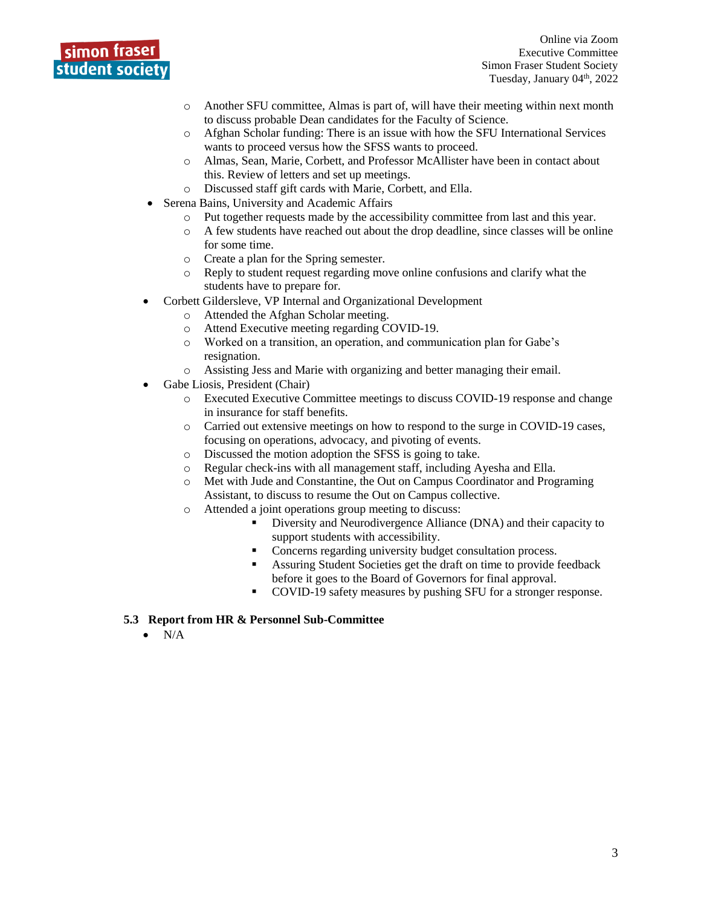- Another SFU committee, Almas is part of, will have their meeting within next month to discuss probable Dean candidates for the Faculty of Science.
  - Afghan Scholar funding: There is an issue with how the SFU International Services wants to proceed versus how the SFSS wants to proceed.
  - Almas, Sean, Marie, Corbett, and Professor McAllister have been in contact about this. Review of letters and set up meetings.
  - Discussed staff gift cards with Marie, Corbett, and Ella.
- Serena Bains, University and Academic Affairs
  - Put together requests made by the accessibility committee from last and this year.
  - A few students have reached out about the drop deadline, since classes will be online for some time.
  - Create a plan for the Spring semester.
  - Reply to student request regarding move online confusions and clarify what the students have to prepare for.
- Corbett Gildersleve, VP Internal and Organizational Development
  - Attended the Afghan Scholar meeting.
  - Attend Executive meeting regarding COVID-19.
  - Worked on a transition, an operation, and communication plan for Gabe's resignation.
  - Assisting Jess and Marie with organizing and better managing their email.
- Gabe Liosis, President (Chair)
  - Executed Executive Committee meetings to discuss COVID-19 response and change in insurance for staff benefits.
  - Carried out extensive meetings on how to respond to the surge in COVID-19 cases, focusing on operations, advocacy, and pivoting of events.
  - Discussed the motion adoption the SFSS is going to take.
  - Regular check-ins with all management staff, including Ayesha and Ella.
  - Met with Jude and Constantine, the Out on Campus Coordinator and Programing Assistant, to discuss to resume the Out on Campus collective.
  - Attended a joint operations group meeting to discuss:
    - Diversity and Neurodivergence Alliance (DNA) and their capacity to support students with accessibility.
    - Concerns regarding university budget consultation process.
    - Assuring Student Societies get the draft on time to provide feedback before it goes to the Board of Governors for final approval.
    - COVID-19 safety measures by pushing SFU for a stronger response.

### 5.3 Report from HR & Personnel Sub-Committee

- N/A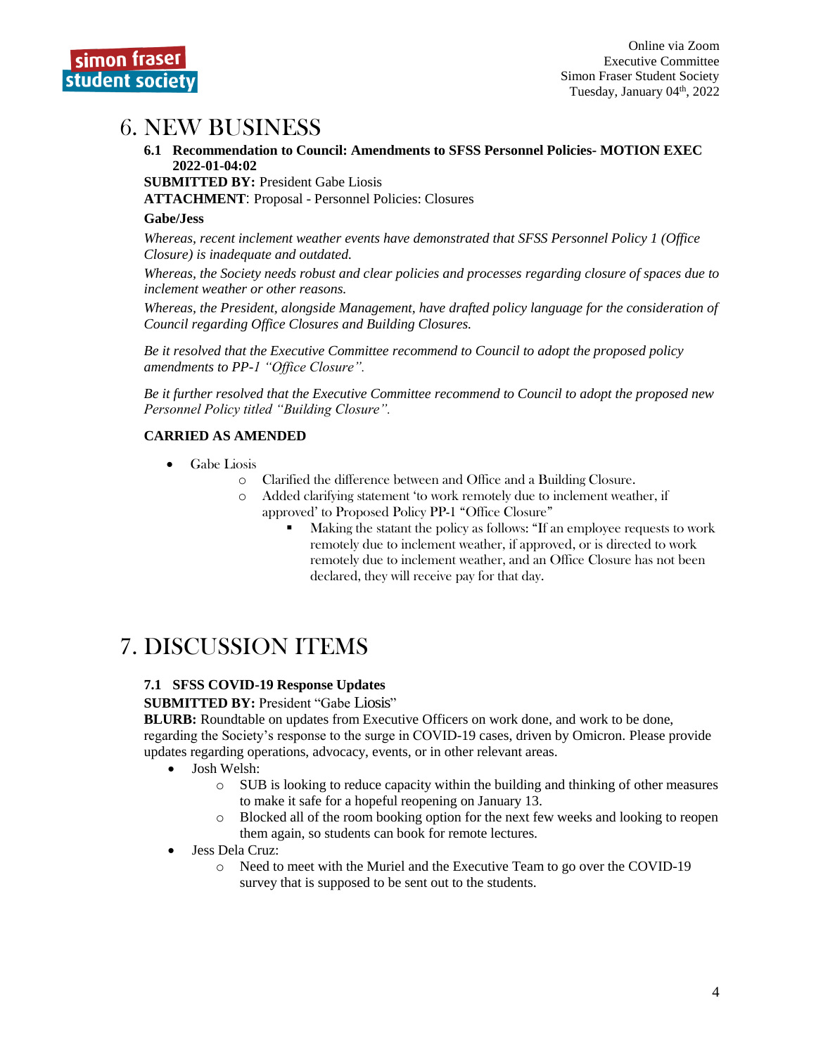# 6. NEW BUSINESS

### 6.1 Recommendation to Council: Amendments to SFSS Personnel Policies- MOTION EXEC 2022-01-04:02

**SUBMITTED BY:** President Gabe Liosis

**ATTACHMENT**: Proposal - Personnel Policies: Closures

**Gabe/Jess**

*Whereas, recent inclement weather events have demonstrated that SFSS Personnel Policy 1 (Office Closure) is inadequate and outdated.*

*Whereas, the Society needs robust and clear policies and processes regarding closure of spaces due to inclement weather or other reasons.*

*Whereas, the President, alongside Management, have drafted policy language for the consideration of Council regarding Office Closures and Building Closures.*

*Be it resolved that the Executive Committee recommend to Council to adopt the proposed policy amendments to PP-1 "Office Closure".*

*Be it further resolved that the Executive Committee recommend to Council to adopt the proposed new Personnel Policy titled "Building Closure".*

**CARRIED AS AMENDED**

- Gabe Liosis
    - Clarified the difference between and Office and a Building Closure.
    - Added clarifying statement 'to work remotely due to inclement weather, if approved' to Proposed Policy PP-1 "Office Closure"
        - Making the statant the policy as follows: "If an employee requests to work remotely due to inclement weather, if approved, or is directed to work remotely due to inclement weather, and an Office Closure has not been declared, they will receive pay for that day.

# 7. DISCUSSION ITEMS

### 7.1 SFSS COVID-19 Response Updates

**SUBMITTED BY:** President "Gabe Liosis"

**BLURB:** Roundtable on updates from Executive Officers on work done, and work to be done, regarding the Society's response to the surge in COVID-19 cases, driven by Omicron. Please provide updates regarding operations, advocacy, events, or in other relevant areas.

- Josh Welsh:
    - SUB is looking to reduce capacity within the building and thinking of other measures to make it safe for a hopeful reopening on January 13.
    - Blocked all of the room booking option for the next few weeks and looking to reopen them again, so students can book for remote lectures.
- Jess Dela Cruz:
    - Need to meet with the Muriel and the Executive Team to go over the COVID-19 survey that is supposed to be sent out to the students.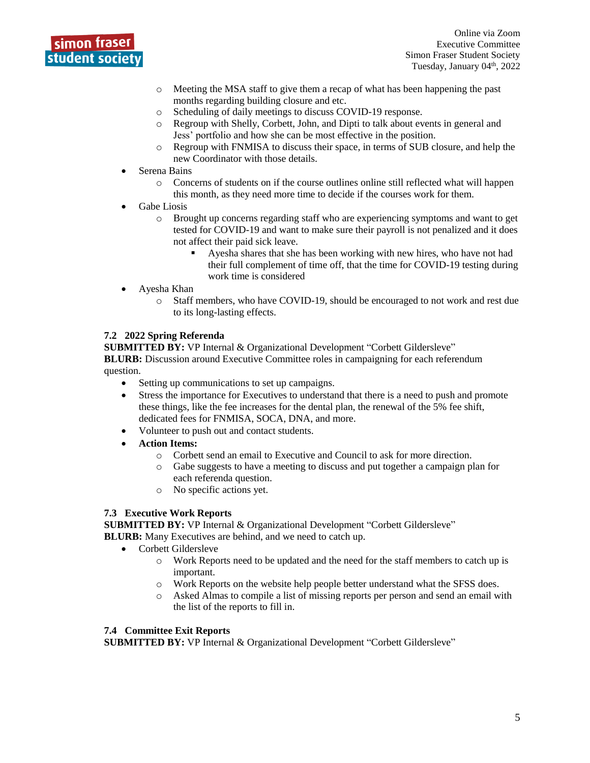- Meeting the MSA staff to give them a recap of what has been happening the past months regarding building closure and etc.
  - Scheduling of daily meetings to discuss COVID-19 response.
  - Regroup with Shelly, Corbett, John, and Dipti to talk about events in general and Jess' portfolio and how she can be most effective in the position.
  - Regroup with FNMISA to discuss their space, in terms of SUB closure, and help the new Coordinator with those details.
- Serena Bains
  - Concerns of students on if the course outlines online still reflected what will happen this month, as they need more time to decide if the courses work for them.
- Gabe Liosis
  - Brought up concerns regarding staff who are experiencing symptoms and want to get tested for COVID-19 and want to make sure their payroll is not penalized and it does not affect their paid sick leave.
    - Ayesha shares that she has been working with new hires, who have not had their full complement of time off, that the time for COVID-19 testing during work time is considered
- Ayesha Khan
  - Staff members, who have COVID-19, should be encouraged to not work and rest due to its long-lasting effects.

### 7.2 2022 Spring Referenda

**SUBMITTED BY:** VP Internal & Organizational Development "Corbett Gildersleve"
**BLURB:** Discussion around Executive Committee roles in campaigning for each referendum question.

- Setting up communications to set up campaigns.
- Stress the importance for Executives to understand that there is a need to push and promote these things, like the fee increases for the dental plan, the renewal of the 5% fee shift, dedicated fees for FNMISA, SOCA, DNA, and more.
- Volunteer to push out and contact students.
- **Action Items:**
  - Corbett send an email to Executive and Council to ask for more direction.
  - Gabe suggests to have a meeting to discuss and put together a campaign plan for each referenda question.
  - No specific actions yet.

### 7.3 Executive Work Reports

**SUBMITTED BY:** VP Internal & Organizational Development "Corbett Gildersleve"
**BLURB:** Many Executives are behind, and we need to catch up.

- Corbett Gildersleve
  - Work Reports need to be updated and the need for the staff members to catch up is important.
  - Work Reports on the website help people better understand what the SFSS does.
  - Asked Almas to compile a list of missing reports per person and send an email with the list of the reports to fill in.

### 7.4 Committee Exit Reports

**SUBMITTED BY:** VP Internal & Organizational Development "Corbett Gildersleve"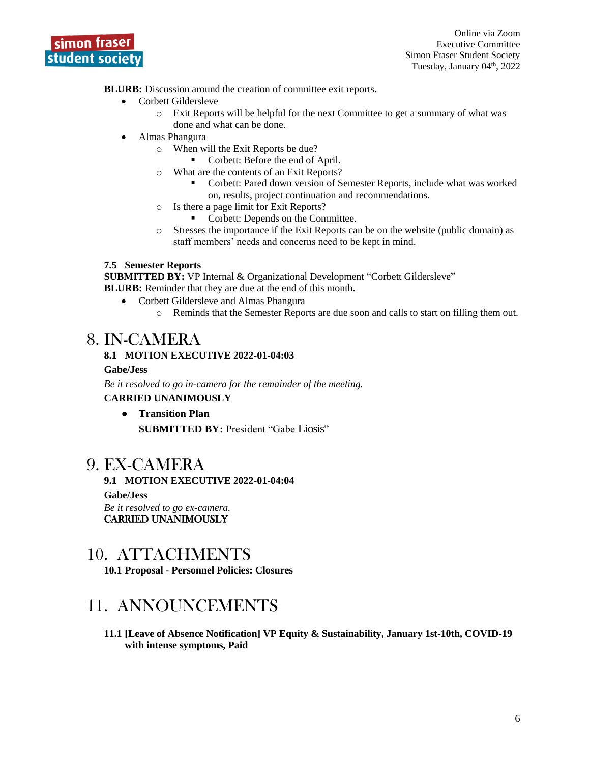**BLURB:** Discussion around the creation of committee exit reports.

- Corbett Gildersleve
  - Exit Reports will be helpful for the next Committee to get a summary of what was done and what can be done.
- Almas Phangura
  - When will the Exit Reports be due?
    - Corbett: Before the end of April.
  - What are the contents of an Exit Reports?
    - Corbett: Pared down version of Semester Reports, include what was worked on, results, project continuation and recommendations.
  - Is there a page limit for Exit Reports?
    - Corbett: Depends on the Committee.
  - Stresses the importance if the Exit Reports can be on the website (public domain) as staff members' needs and concerns need to be kept in mind.

**7.5 Semester Reports**
**SUBMITTED BY:** VP Internal & Organizational Development "Corbett Gildersleve"
**BLURB:** Reminder that they are due at the end of this month.

- Corbett Gildersleve and Almas Phangura
  - Reminds that the Semester Reports are due soon and calls to start on filling them out.

# 8. IN-CAMERA

**8.1 MOTION EXECUTIVE 2022-01-04:03**

**Gabe/Jess**

*Be it resolved to go in-camera for the remainder of the meeting.*

**CARRIED UNANIMOUSLY**

- **Transition Plan**

  **SUBMITTED BY:** President "Gabe Liosis"

# 9. EX-CAMERA

**9.1 MOTION EXECUTIVE 2022-01-04:04**

**Gabe/Jess**

*Be it resolved to go ex-camera.*

**CARRIED UNANIMOUSLY**

# 10. ATTACHMENTS

**10.1 Proposal - Personnel Policies: Closures**

# 11. ANNOUNCEMENTS

**11.1 [Leave of Absence Notification] VP Equity & Sustainability, January 1st-10th, COVID-19 with intense symptoms, Paid**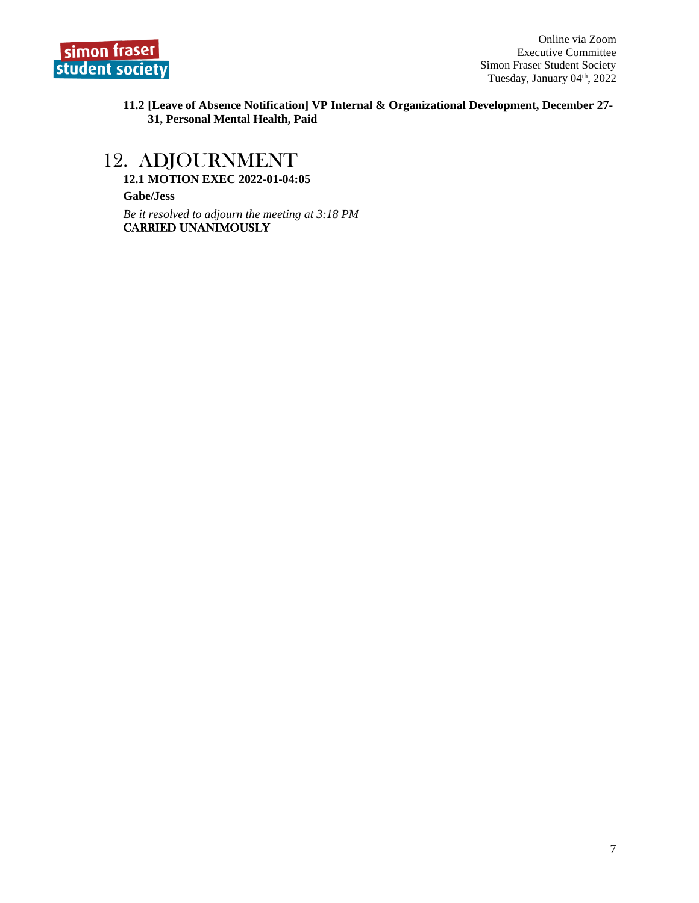**11.2 [Leave of Absence Notification] VP Internal & Organizational Development, December 27-31, Personal Mental Health, Paid**

# 12. ADJOURNMENT

**12.1 MOTION EXEC 2022-01-04:05**

**Gabe/Jess**

*Be it resolved to adjourn the meeting at 3:18 PM*

CARRIED UNANIMOUSLY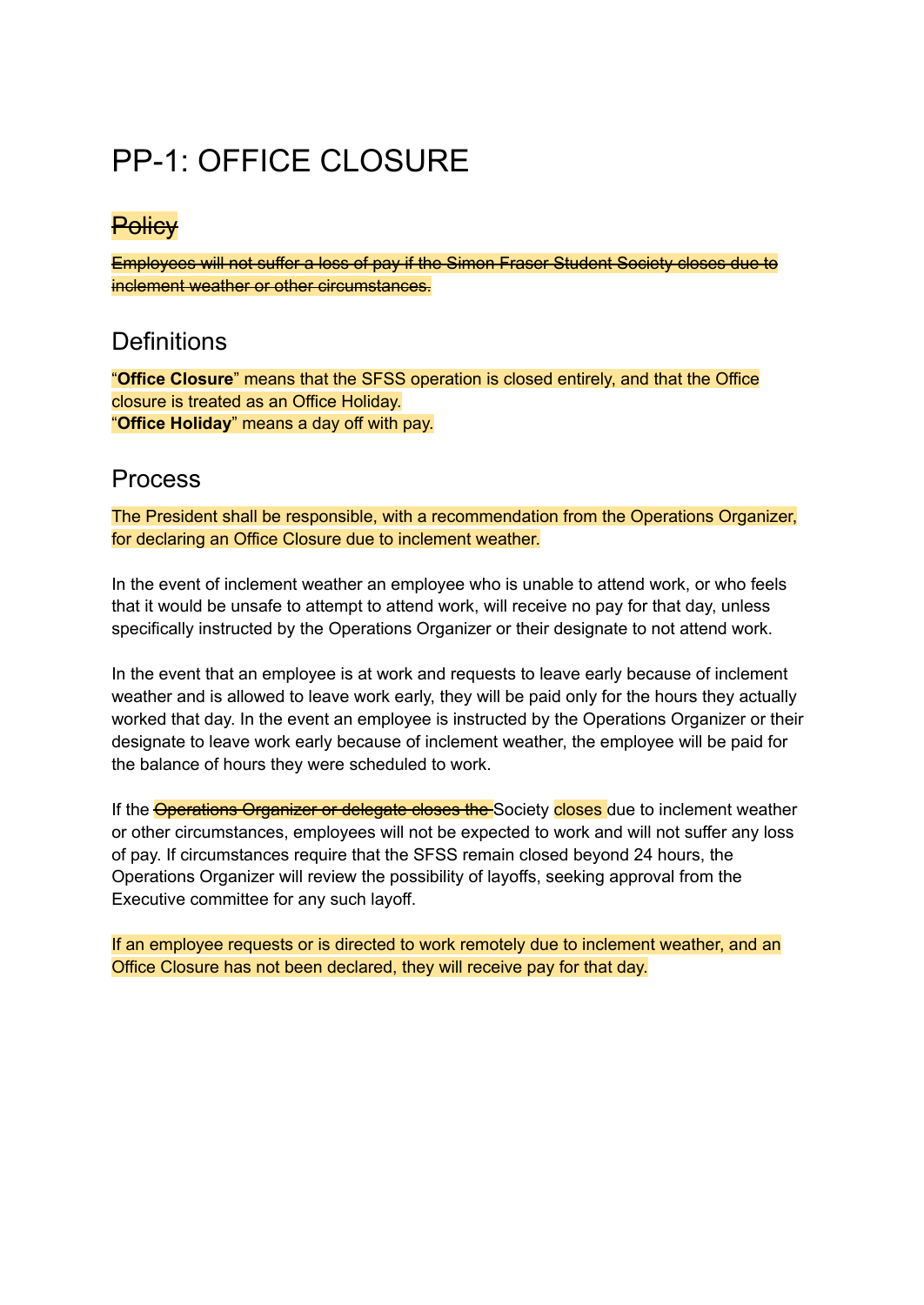# PP-1: OFFICE CLOSURE

## ~~Policy~~

~~Employees will not suffer a loss of pay if the Simon Fraser Student Society closes due to inclement weather or other circumstances.~~

## Definitions

"**Office Closure**" means that the SFSS operation is closed entirely, and that the Office closure is treated as an Office Holiday.
"**Office Holiday**" means a day off with pay.

## Process

The President shall be responsible, with a recommendation from the Operations Organizer, for declaring an Office Closure due to inclement weather.

In the event of inclement weather an employee who is unable to attend work, or who feels that it would be unsafe to attempt to attend work, will receive no pay for that day, unless specifically instructed by the Operations Organizer or their designate to not attend work.

In the event that an employee is at work and requests to leave early because of inclement weather and is allowed to leave work early, they will be paid only for the hours they actually worked that day. In the event an employee is instructed by the Operations Organizer or their designate to leave work early because of inclement weather, the employee will be paid for the balance of hours they were scheduled to work.

If the ~~Operations Organizer or delegate closes the~~ Society closes due to inclement weather or other circumstances, employees will not be expected to work and will not suffer any loss of pay. If circumstances require that the SFSS remain closed beyond 24 hours, the Operations Organizer will review the possibility of layoffs, seeking approval from the Executive committee for any such layoff.

If an employee requests or is directed to work remotely due to inclement weather, and an Office Closure has not been declared, they will receive pay for that day.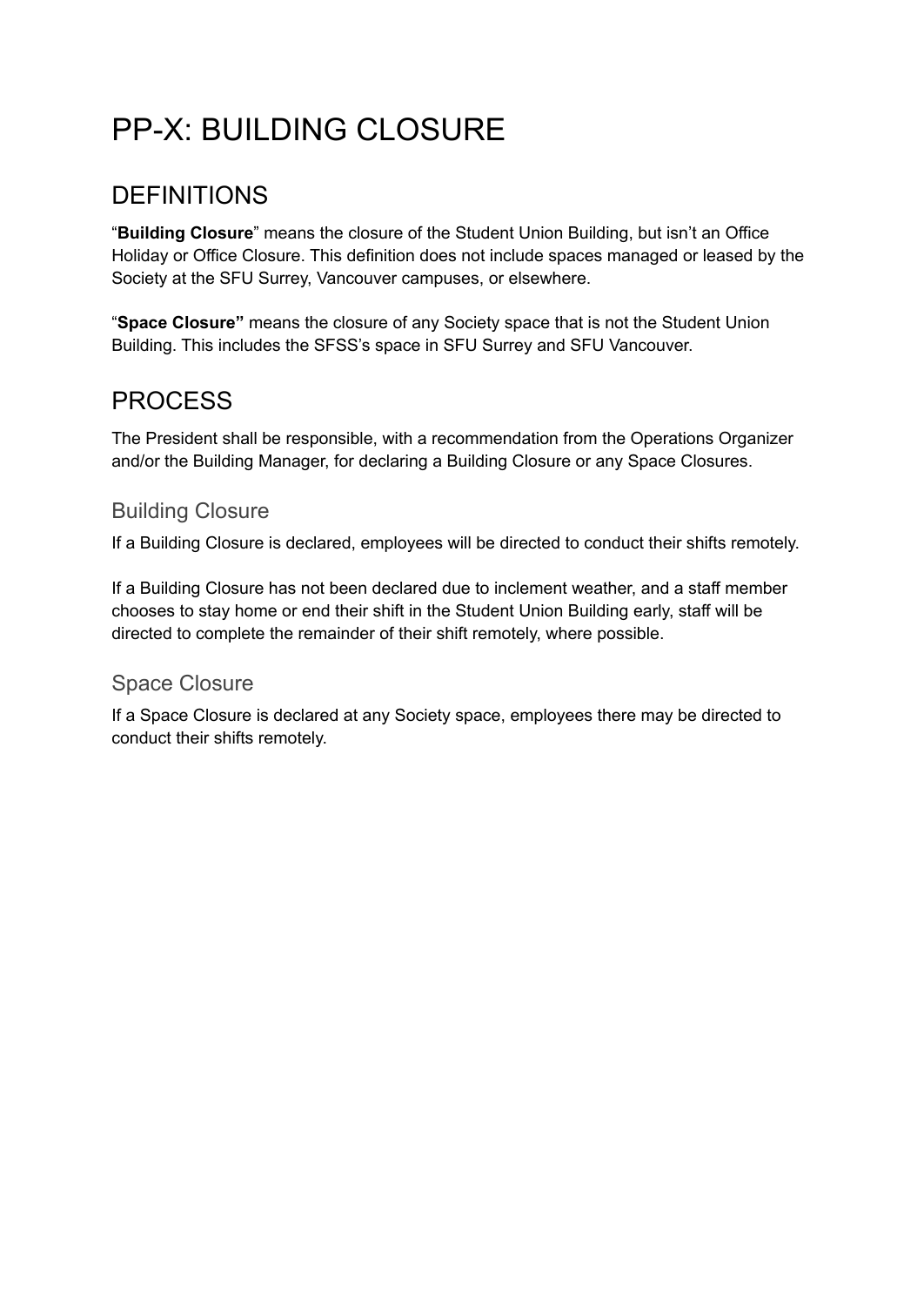# PP-X: BUILDING CLOSURE

## DEFINITIONS

“**Building Closure**” means the closure of the Student Union Building, but isn’t an Office Holiday or Office Closure. This definition does not include spaces managed or leased by the Society at the SFU Surrey, Vancouver campuses, or elsewhere.

“**Space Closure”** means the closure of any Society space that is not the Student Union Building. This includes the SFSS’s space in SFU Surrey and SFU Vancouver.

## PROCESS

The President shall be responsible, with a recommendation from the Operations Organizer and/or the Building Manager, for declaring a Building Closure or any Space Closures.

### Building Closure

If a Building Closure is declared, employees will be directed to conduct their shifts remotely.

If a Building Closure has not been declared due to inclement weather, and a staff member chooses to stay home or end their shift in the Student Union Building early, staff will be directed to complete the remainder of their shift remotely, where possible.

### Space Closure

If a Space Closure is declared at any Society space, employees there may be directed to conduct their shifts remotely.